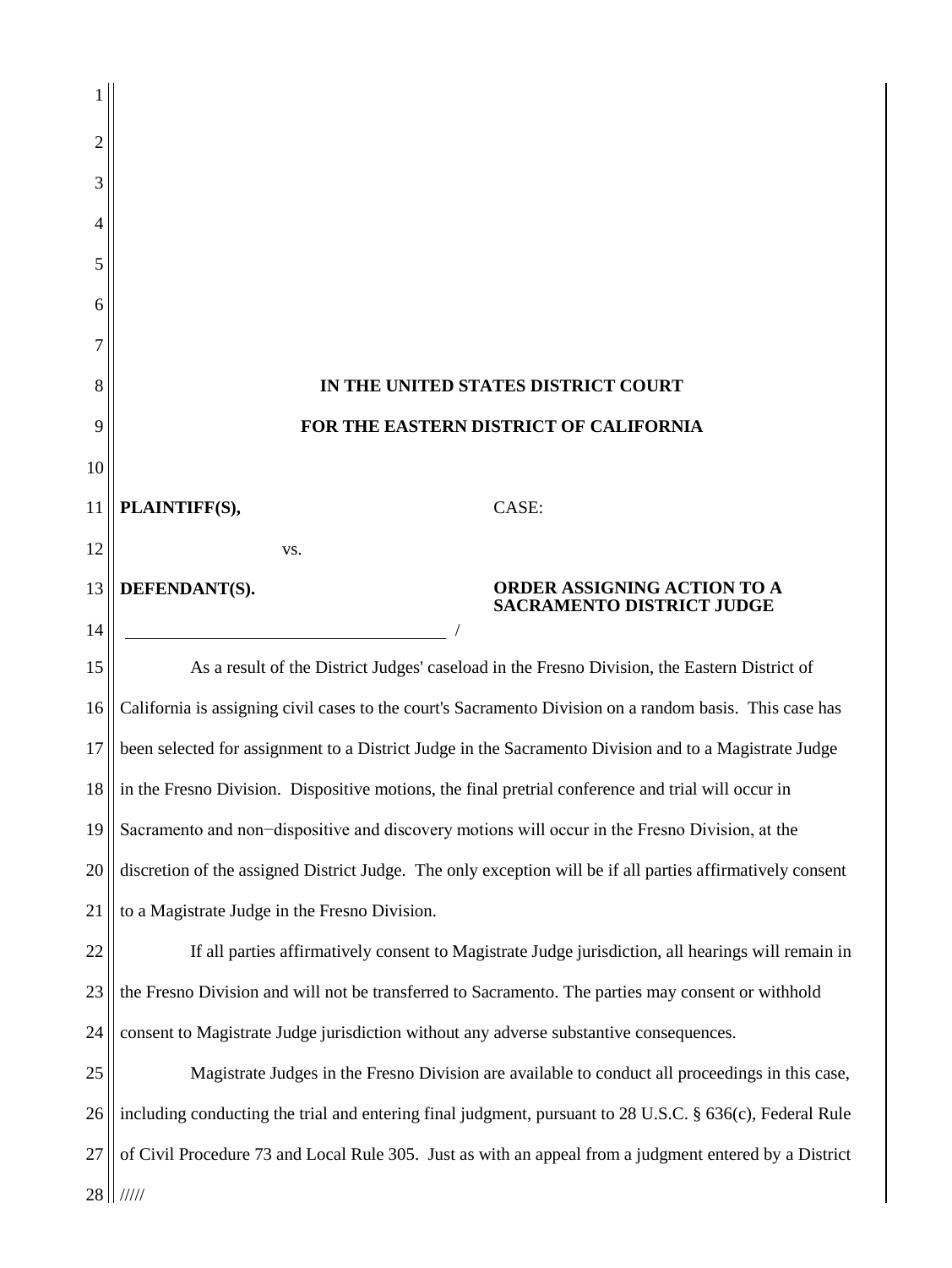# IN THE UNITED STATES DISTRICT COURT

# FOR THE EASTERN DISTRICT OF CALIFORNIA

**PLAINTIFF(S),**

vs.

**DEFENDANT(S).**

\_\_\_\_\_\_\_\_\_\_\_\_\_\_\_\_\_\_\_\_\_\_\_\_\_\_\_\_\_\_\_\_\_\_ /

CASE:

**ORDER ASSIGNING ACTION TO A SACRAMENTO DISTRICT JUDGE**

As a result of the District Judges' caseload in the Fresno Division, the Eastern District of California is assigning civil cases to the court's Sacramento Division on a random basis. This case has been selected for assignment to a District Judge in the Sacramento Division and to a Magistrate Judge in the Fresno Division. Dispositive motions, the final pretrial conference and trial will occur in Sacramento and non−dispositive and discovery motions will occur in the Fresno Division, at the discretion of the assigned District Judge. The only exception will be if all parties affirmatively consent to a Magistrate Judge in the Fresno Division.

If all parties affirmatively consent to Magistrate Judge jurisdiction, all hearings will remain in the Fresno Division and will not be transferred to Sacramento. The parties may consent or withhold consent to Magistrate Judge jurisdiction without any adverse substantive consequences.

Magistrate Judges in the Fresno Division are available to conduct all proceedings in this case, including conducting the trial and entering final judgment, pursuant to 28 U.S.C. § 636(c), Federal Rule of Civil Procedure 73 and Local Rule 305. Just as with an appeal from a judgment entered by a District

/////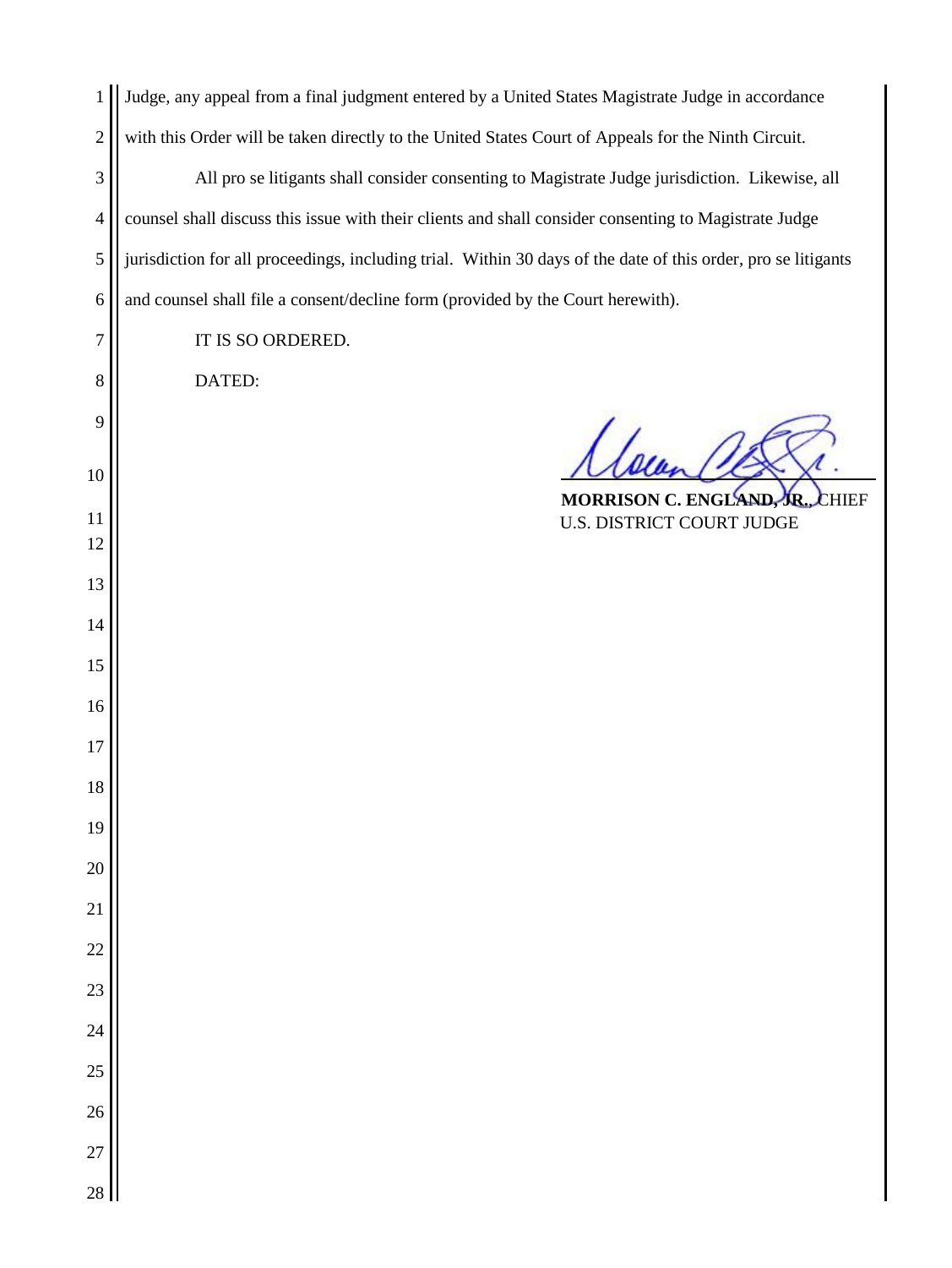Judge, any appeal from a final judgment entered by a United States Magistrate Judge in accordance with this Order will be taken directly to the United States Court of Appeals for the Ninth Circuit.

All pro se litigants shall consider consenting to Magistrate Judge jurisdiction. Likewise, all counsel shall discuss this issue with their clients and shall consider consenting to Magistrate Judge jurisdiction for all proceedings, including trial. Within 30 days of the date of this order, pro se litigants and counsel shall file a consent/decline form (provided by the Court herewith).

IT IS SO ORDERED.

DATED:

**MORRISON C. ENGLAND, JR.**, CHIEF
U.S. DISTRICT COURT JUDGE